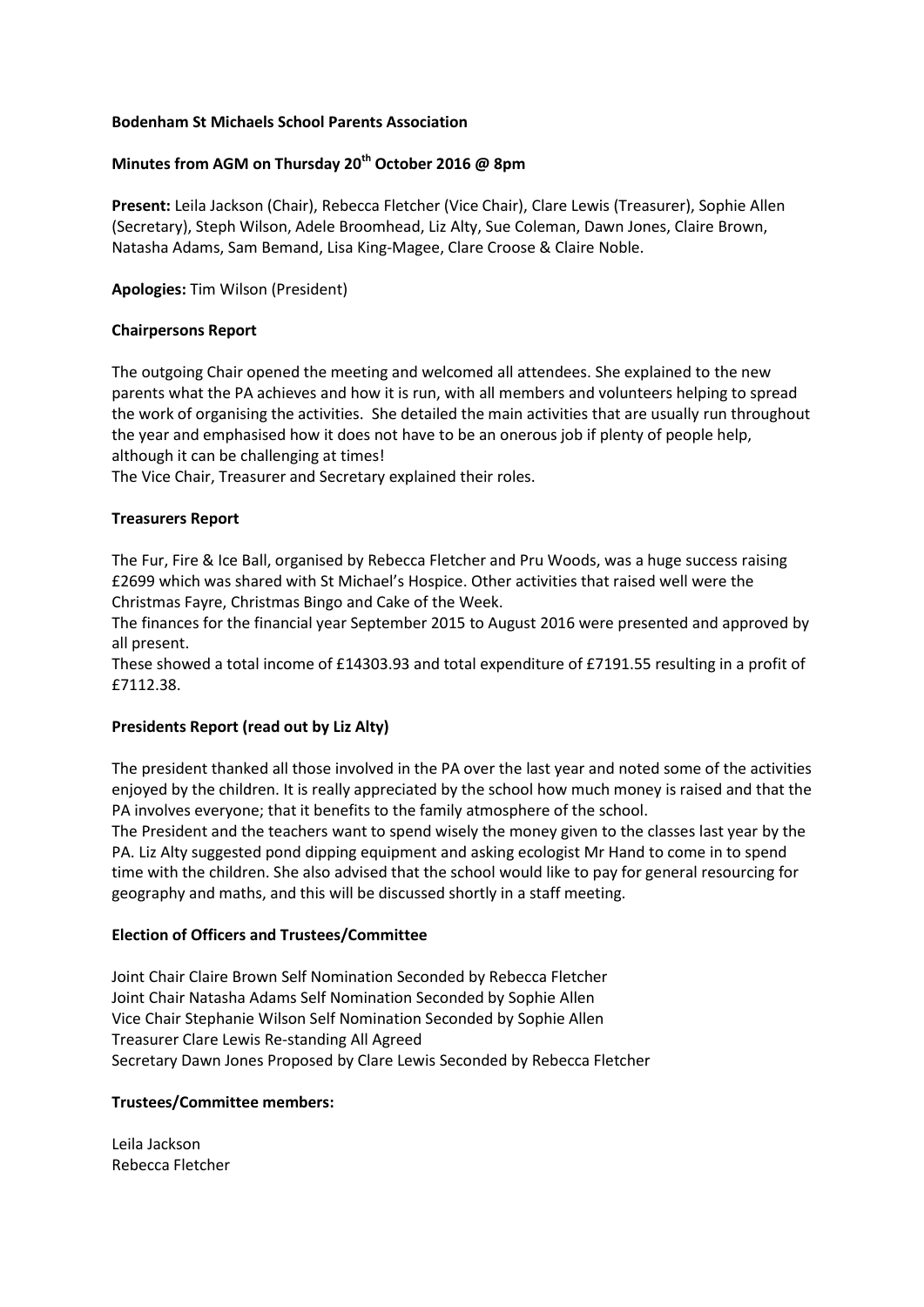**Bodenham St Michaels School Parents Association**

**Minutes from AGM on Thursday 20th October 2016 @ 8pm**

**Present:** Leila Jackson (Chair), Rebecca Fletcher (Vice Chair), Clare Lewis (Treasurer), Sophie Allen (Secretary), Steph Wilson, Adele Broomhead, Liz Alty, Sue Coleman, Dawn Jones, Claire Brown, Natasha Adams, Sam Bemand, Lisa King-Magee, Clare Croose & Claire Noble.

**Apologies:** Tim Wilson (President)

**Chairpersons Report**

The outgoing Chair opened the meeting and welcomed all attendees. She explained to the new parents what the PA achieves and how it is run, with all members and volunteers helping to spread the work of organising the activities. She detailed the main activities that are usually run throughout the year and emphasised how it does not have to be an onerous job if plenty of people help, although it can be challenging at times!

The Vice Chair, Treasurer and Secretary explained their roles.

**Treasurers Report**

The Fur, Fire & Ice Ball, organised by Rebecca Fletcher and Pru Woods, was a huge success raising £2699 which was shared with St Michael's Hospice. Other activities that raised well were the Christmas Fayre, Christmas Bingo and Cake of the Week.

The finances for the financial year September 2015 to August 2016 were presented and approved by all present.

These showed a total income of £14303.93 and total expenditure of £7191.55 resulting in a profit of £7112.38.

**Presidents Report (read out by Liz Alty)**

The president thanked all those involved in the PA over the last year and noted some of the activities enjoyed by the children. It is really appreciated by the school how much money is raised and that the PA involves everyone; that it benefits to the family atmosphere of the school.

The President and the teachers want to spend wisely the money given to the classes last year by the PA. Liz Alty suggested pond dipping equipment and asking ecologist Mr Hand to come in to spend time with the children. She also advised that the school would like to pay for general resourcing for geography and maths, and this will be discussed shortly in a staff meeting.

**Election of Officers and Trustees/Committee**

Joint Chair Claire Brown Self Nomination Seconded by Rebecca Fletcher
Joint Chair Natasha Adams Self Nomination Seconded by Sophie Allen
Vice Chair Stephanie Wilson Self Nomination Seconded by Sophie Allen
Treasurer Clare Lewis Re-standing All Agreed
Secretary Dawn Jones Proposed by Clare Lewis Seconded by Rebecca Fletcher

**Trustees/Committee members:**

Leila Jackson
Rebecca Fletcher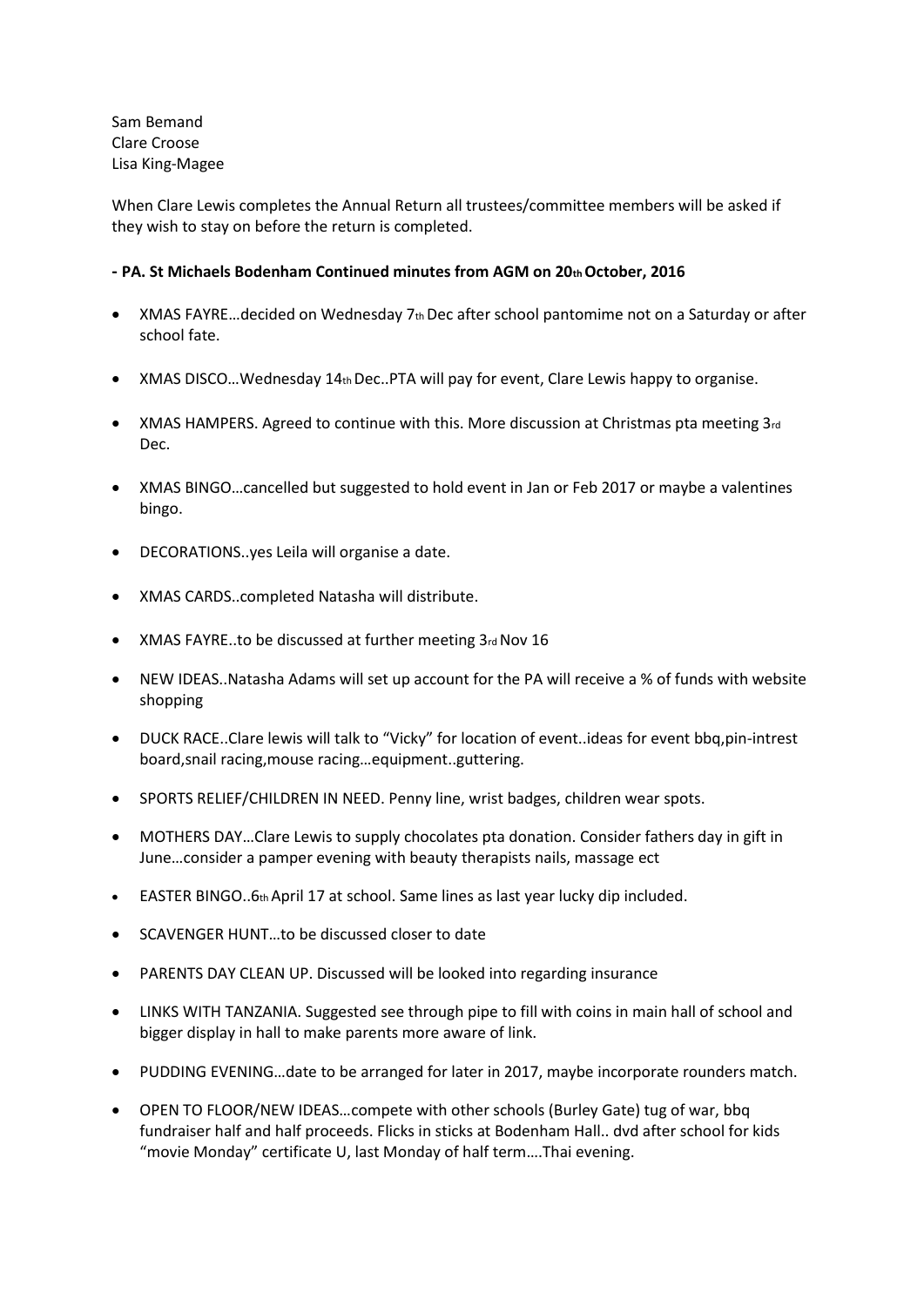Sam Bemand
Clare Croose
Lisa King-Magee

When Clare Lewis completes the Annual Return all trustees/committee members will be asked if they wish to stay on before the return is completed.

**- PA. St Michaels Bodenham Continued minutes from AGM on 20th October, 2016**

- XMAS FAYRE…decided on Wednesday 7th Dec after school pantomime not on a Saturday or after school fate.
- XMAS DISCO…Wednesday 14th Dec..PTA will pay for event, Clare Lewis happy to organise.
- XMAS HAMPERS. Agreed to continue with this. More discussion at Christmas pta meeting 3rd Dec.
- XMAS BINGO…cancelled but suggested to hold event in Jan or Feb 2017 or maybe a valentines bingo.
- DECORATIONS..yes Leila will organise a date.
- XMAS CARDS..completed Natasha will distribute.
- XMAS FAYRE..to be discussed at further meeting 3rd Nov 16
- NEW IDEAS..Natasha Adams will set up account for the PA will receive a % of funds with website shopping
- DUCK RACE..Clare lewis will talk to "Vicky" for location of event..ideas for event bbq,pin-intrest board,snail racing,mouse racing…equipment..guttering.
- SPORTS RELIEF/CHILDREN IN NEED. Penny line, wrist badges, children wear spots.
- MOTHERS DAY…Clare Lewis to supply chocolates pta donation. Consider fathers day in gift in June…consider a pamper evening with beauty therapists nails, massage ect
- EASTER BINGO..6th April 17 at school. Same lines as last year lucky dip included.
- SCAVENGER HUNT…to be discussed closer to date
- PARENTS DAY CLEAN UP. Discussed will be looked into regarding insurance
- LINKS WITH TANZANIA. Suggested see through pipe to fill with coins in main hall of school and bigger display in hall to make parents more aware of link.
- PUDDING EVENING…date to be arranged for later in 2017, maybe incorporate rounders match.
- OPEN TO FLOOR/NEW IDEAS…compete with other schools (Burley Gate) tug of war, bbq fundraiser half and half proceeds. Flicks in sticks at Bodenham Hall.. dvd after school for kids "movie Monday" certificate U, last Monday of half term….Thai evening.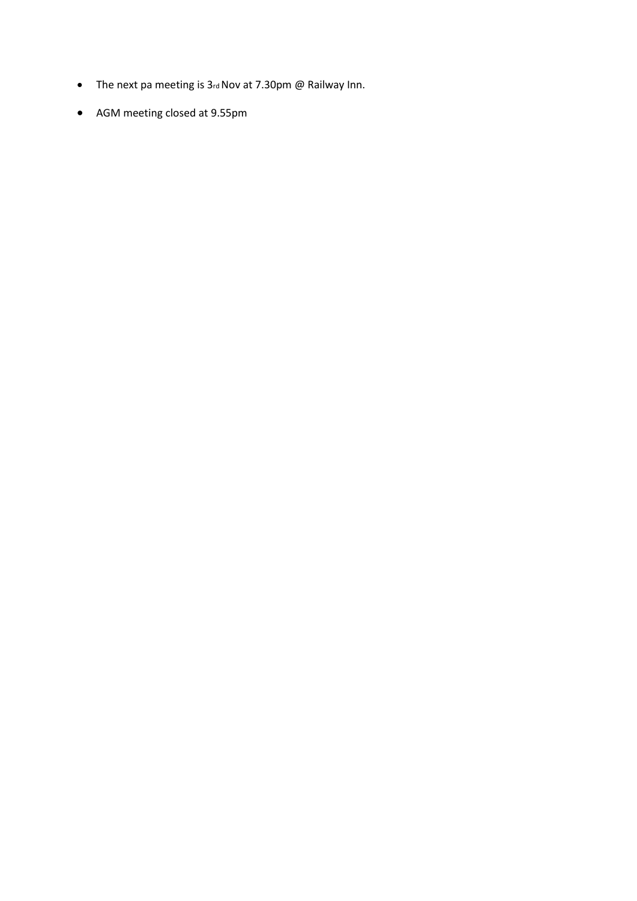- The next pa meeting is 3rd Nov at 7.30pm @ Railway Inn.
- AGM meeting closed at 9.55pm